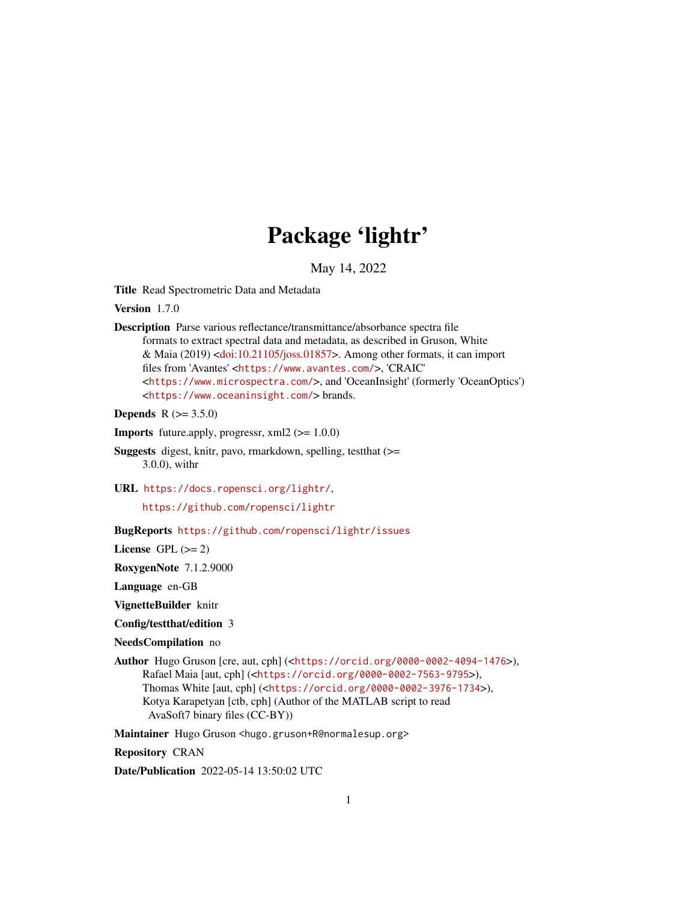# Package 'lightr'

May 14, 2022

**Title** Read Spectrometric Data and Metadata

**Version** 1.7.0

**Description** Parse various reflectance/transmittance/absorbance spectra file formats to extract spectral data and metadata, as described in Gruson, White & Maia (2019) <doi:10.21105/joss.01857>. Among other formats, it can import files from 'Avantes' <https://www.avantes.com/>, 'CRAIC' <https://www.microspectra.com/>, and 'OceanInsight' (formerly 'OceanOptics') <https://www.oceaninsight.com/> brands.

**Depends** R (>= 3.5.0)

**Imports** future.apply, progressr, xml2 (>= 1.0.0)

**Suggests** digest, knitr, pavo, rmarkdown, spelling, testthat (>= 3.0.0), withr

**URL** https://docs.ropensci.org/lightr/,

https://github.com/ropensci/lightr

**BugReports** https://github.com/ropensci/lightr/issues

**License** GPL (>= 2)

**RoxygenNote** 7.1.2.9000

**Language** en-GB

**VignetteBuilder** knitr

**Config/testthat/edition** 3

**NeedsCompilation** no

**Author** Hugo Gruson [cre, aut, cph] (<https://orcid.org/0000-0002-4094-1476>), Rafael Maia [aut, cph] (<https://orcid.org/0000-0002-7563-9795>), Thomas White [aut, cph] (<https://orcid.org/0000-0002-3976-1734>), Kotya Karapetyan [ctb, cph] (Author of the MATLAB script to read AvaSoft7 binary files (CC-BY))

**Maintainer** Hugo Gruson <hugo.gruson+R@normalesup.org>

**Repository** CRAN

**Date/Publication** 2022-05-14 13:50:02 UTC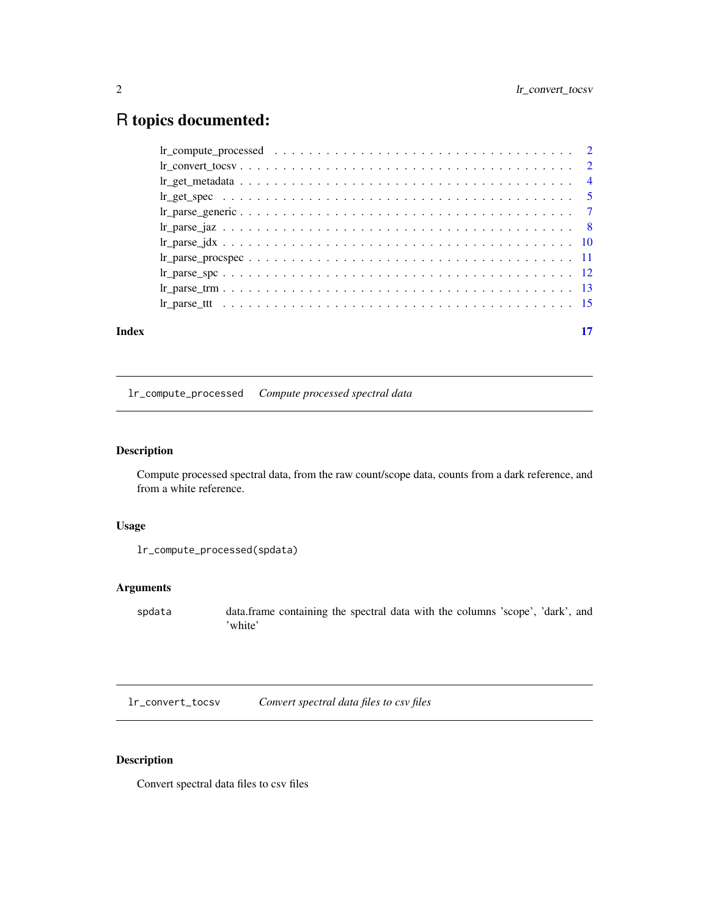# R topics documented:

| | |
|---|---|
| lr_compute_processed | 2 |
| lr_convert_tocsv | 2 |
| lr_get_metadata | 4 |
| lr_get_spec | 5 |
| lr_parse_generic | 7 |
| lr_parse_jaz | 8 |
| lr_parse_jdx | 10 |
| lr_parse_procspec | 11 |
| lr_parse_spc | 12 |
| lr_parse_trm | 13 |
| lr_parse_ttt | 15 |
| **Index** | **17** |

---

## `lr_compute_processed` *Compute processed spectral data*

### Description

Compute processed spectral data, from the raw count/scope data, counts from a dark reference, and from a white reference.

### Usage

```
lr_compute_processed(spdata)
```

### Arguments

| | |
|---|---|
| `spdata` | data.frame containing the spectral data with the columns 'scope', 'dark', and 'white' |

---

## `lr_convert_tocsv` *Convert spectral data files to csv files*

### Description

Convert spectral data files to csv files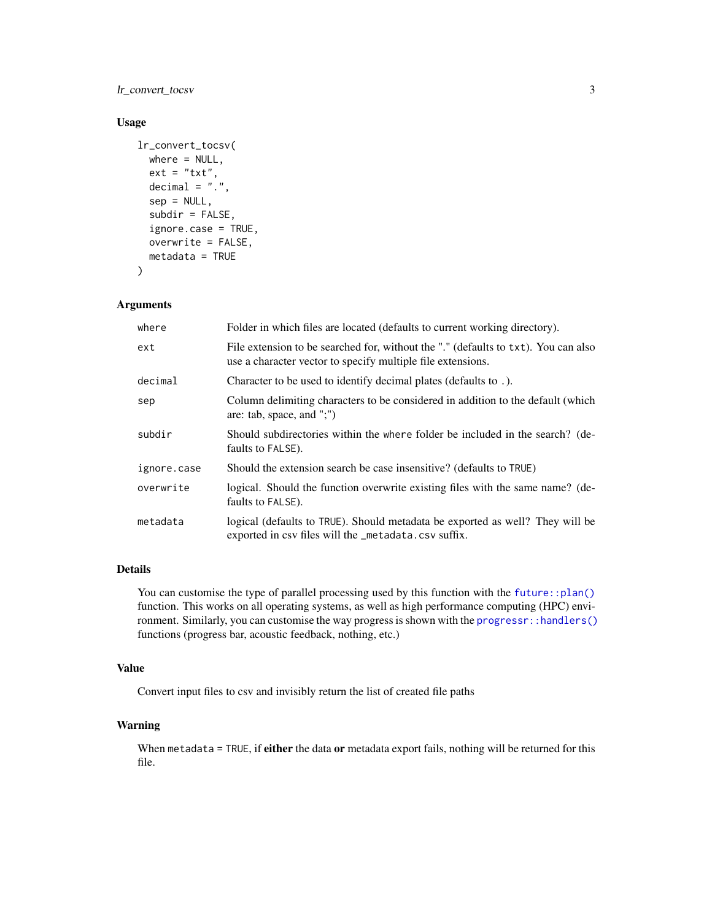## Usage

```
lr_convert_tocsv(
  where = NULL,
  ext = "txt",
  decimal = ".",
  sep = NULL,
  subdir = FALSE,
  ignore.case = TRUE,
  overwrite = FALSE,
  metadata = TRUE
)
```

## Arguments

| Argument | Description |
| --- | --- |
| where | Folder in which files are located (defaults to current working directory). |
| ext | File extension to be searched for, without the "." (defaults to `txt`). You can also use a character vector to specify multiple file extensions. |
| decimal | Character to be used to identify decimal plates (defaults to `.`). |
| sep | Column delimiting characters to be considered in addition to the default (which are: tab, space, and ";") |
| subdir | Should subdirectories within the `where` folder be included in the search? (defaults to `FALSE`). |
| ignore.case | Should the extension search be case insensitive? (defaults to `TRUE`) |
| overwrite | logical. Should the function overwrite existing files with the same name? (defaults to `FALSE`). |
| metadata | logical (defaults to `TRUE`). Should metadata be exported as well? They will be exported in csv files will the `_metadata.csv` suffix. |

## Details

You can customise the type of parallel processing used by this function with the `future::plan()` function. This works on all operating systems, as well as high performance computing (HPC) environment. Similarly, you can customise the way progress is shown with the `progressr::handlers()` functions (progress bar, acoustic feedback, nothing, etc.)

## Value

Convert input files to csv and invisibly return the list of created file paths

## Warning

When `metadata = TRUE`, if **either** the data **or** metadata export fails, nothing will be returned for this file.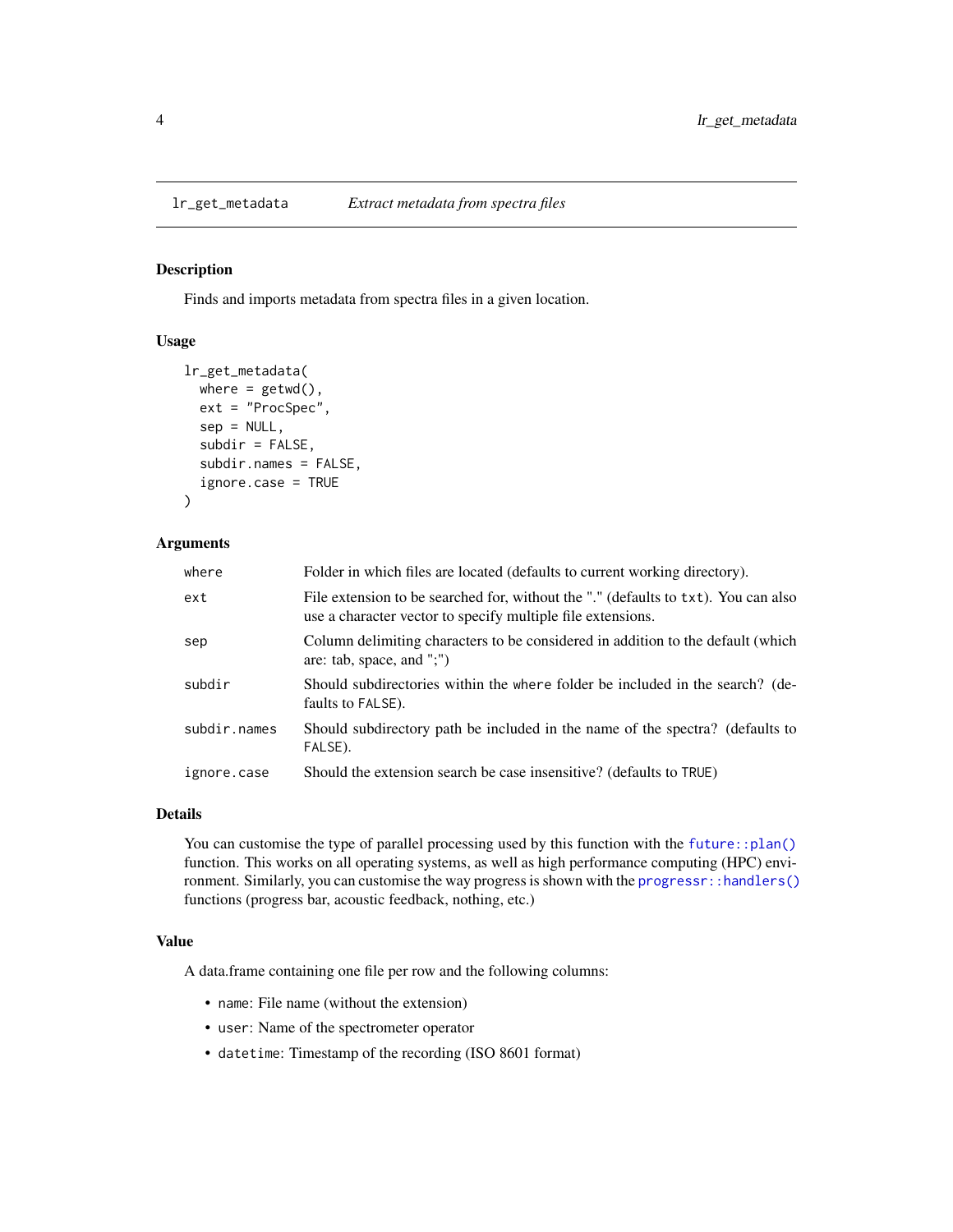## lr_get_metadata *Extract metadata from spectra files*

### Description

Finds and imports metadata from spectra files in a given location.

### Usage

```
lr_get_metadata(
  where = getwd(),
  ext = "ProcSpec",
  sep = NULL,
  subdir = FALSE,
  subdir.names = FALSE,
  ignore.case = TRUE
)
```

### Arguments

| | |
|---|---|
| `where` | Folder in which files are located (defaults to current working directory). |
| `ext` | File extension to be searched for, without the "." (defaults to `txt`). You can also use a character vector to specify multiple file extensions. |
| `sep` | Column delimiting characters to be considered in addition to the default (which are: tab, space, and ";") |
| `subdir` | Should subdirectories within the `where` folder be included in the search? (defaults to `FALSE`). |
| `subdir.names` | Should subdirectory path be included in the name of the spectra? (defaults to `FALSE`). |
| `ignore.case` | Should the extension search be case insensitive? (defaults to `TRUE`) |

### Details

You can customise the type of parallel processing used by this function with the `future::plan()` function. This works on all operating systems, as well as high performance computing (HPC) environment. Similarly, you can customise the way progress is shown with the `progressr::handlers()` functions (progress bar, acoustic feedback, nothing, etc.)

### Value

A data.frame containing one file per row and the following columns:

- `name`: File name (without the extension)
- `user`: Name of the spectrometer operator
- `datetime`: Timestamp of the recording (ISO 8601 format)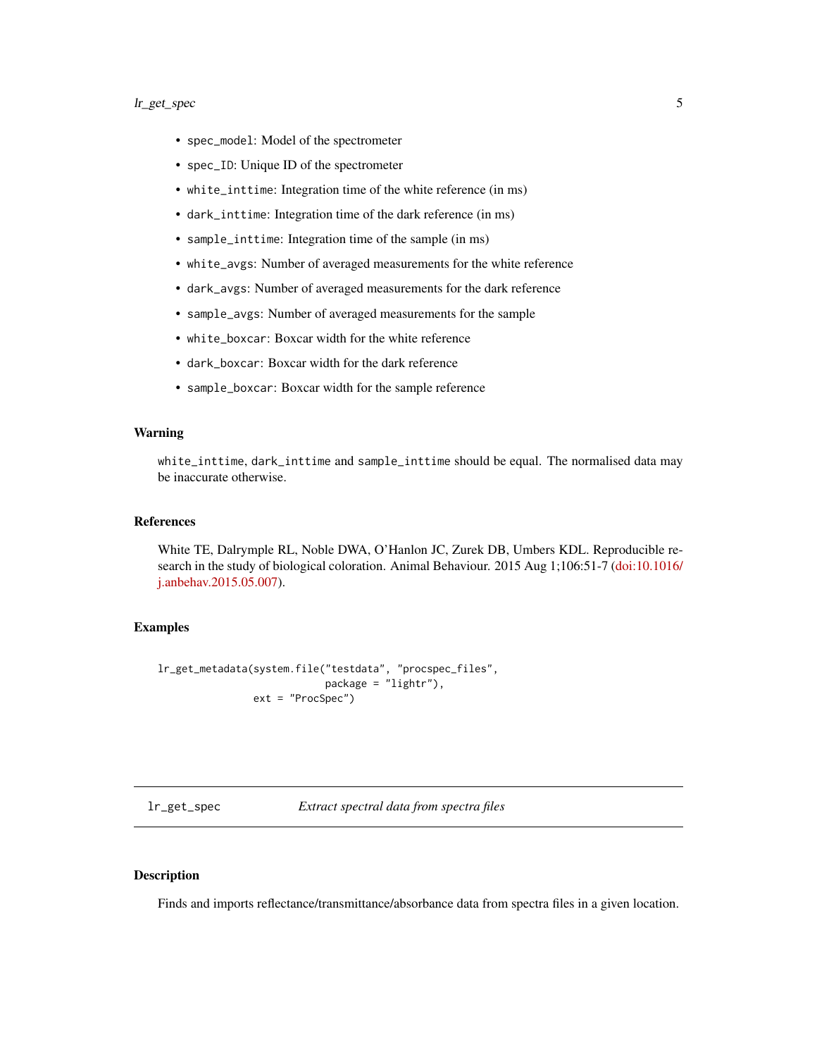- `spec_model`: Model of the spectrometer
- `spec_ID`: Unique ID of the spectrometer
- `white_inttime`: Integration time of the white reference (in ms)
- `dark_inttime`: Integration time of the dark reference (in ms)
- `sample_inttime`: Integration time of the sample (in ms)
- `white_avgs`: Number of averaged measurements for the white reference
- `dark_avgs`: Number of averaged measurements for the dark reference
- `sample_avgs`: Number of averaged measurements for the sample
- `white_boxcar`: Boxcar width for the white reference
- `dark_boxcar`: Boxcar width for the dark reference
- `sample_boxcar`: Boxcar width for the sample reference

### Warning

`white_inttime`, `dark_inttime` and `sample_inttime` should be equal. The normalised data may be inaccurate otherwise.

### References

White TE, Dalrymple RL, Noble DWA, O'Hanlon JC, Zurek DB, Umbers KDL. Reproducible research in the study of biological coloration. Animal Behaviour. 2015 Aug 1;106:51-7 (doi:10.1016/j.anbehav.2015.05.007).

### Examples

```
lr_get_metadata(system.file("testdata", "procspec_files",
                            package = "lightr"),
                ext = "ProcSpec")
```

---

## lr_get_spec — *Extract spectral data from spectra files*

### Description

Finds and imports reflectance/transmittance/absorbance data from spectra files in a given location.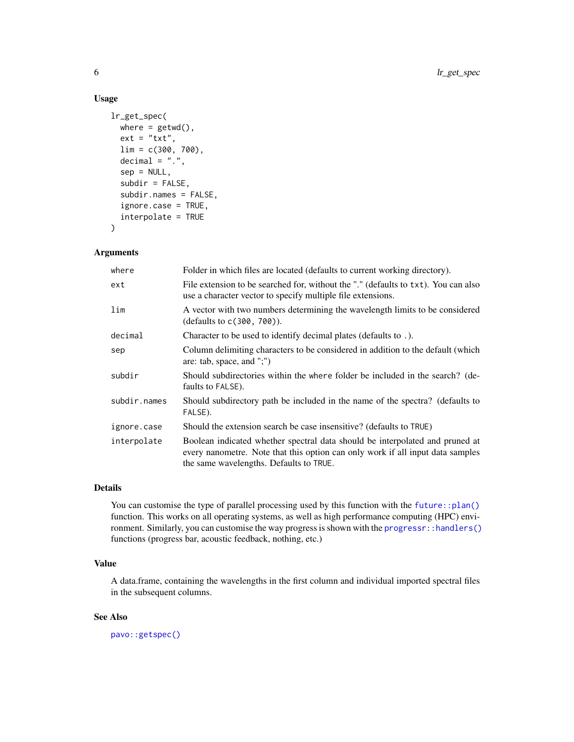## Usage

```
lr_get_spec(
  where = getwd(),
  ext = "txt",
  lim = c(300, 700),
  decimal = ".",
  sep = NULL,
  subdir = FALSE,
  subdir.names = FALSE,
  ignore.case = TRUE,
  interpolate = TRUE
)
```

## Arguments

| | |
|---|---|
| where | Folder in which files are located (defaults to current working directory). |
| ext | File extension to be searched for, without the "." (defaults to `txt`). You can also use a character vector to specify multiple file extensions. |
| lim | A vector with two numbers determining the wavelength limits to be considered (defaults to `c(300, 700)`). |
| decimal | Character to be used to identify decimal plates (defaults to `.`). |
| sep | Column delimiting characters to be considered in addition to the default (which are: tab, space, and ";") |
| subdir | Should subdirectories within the `where` folder be included in the search? (defaults to `FALSE`). |
| subdir.names | Should subdirectory path be included in the name of the spectra? (defaults to `FALSE`). |
| ignore.case | Should the extension search be case insensitive? (defaults to `TRUE`) |
| interpolate | Boolean indicated whether spectral data should be interpolated and pruned at every nanometre. Note that this option can only work if all input data samples the same wavelengths. Defaults to `TRUE`. |

## Details

You can customise the type of parallel processing used by this function with the `future::plan()` function. This works on all operating systems, as well as high performance computing (HPC) environment. Similarly, you can customise the way progress is shown with the `progressr::handlers()` functions (progress bar, acoustic feedback, nothing, etc.)

## Value

A data.frame, containing the wavelengths in the first column and individual imported spectral files in the subsequent columns.

## See Also

`pavo::getspec()`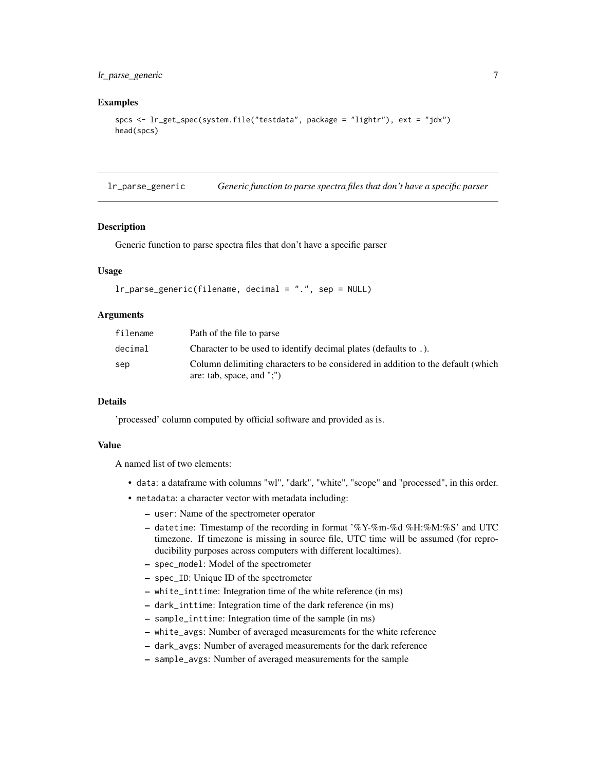## Examples

```
spcs <- lr_get_spec(system.file("testdata", package = "lightr"), ext = "jdx")
head(spcs)
```

---

# lr_parse_generic    *Generic function to parse spectra files that don't have a specific parser*

---

## Description

Generic function to parse spectra files that don't have a specific parser

## Usage

```
lr_parse_generic(filename, decimal = ".", sep = NULL)
```

## Arguments

| | |
|---|---|
| filename | Path of the file to parse |
| decimal | Character to be used to identify decimal plates (defaults to .). |
| sep | Column delimiting characters to be considered in addition to the default (which are: tab, space, and ";") |

## Details

'processed' column computed by official software and provided as is.

## Value

A named list of two elements:

- `data`: a dataframe with columns "wl", "dark", "white", "scope" and "processed", in this order.
- `metadata`: a character vector with metadata including:
  - `user`: Name of the spectrometer operator
  - `datetime`: Timestamp of the recording in format '%Y-%m-%d %H:%M:%S' and UTC timezone. If timezone is missing in source file, UTC time will be assumed (for reproducibility purposes across computers with different localtimes).
  - `spec_model`: Model of the spectrometer
  - `spec_ID`: Unique ID of the spectrometer
  - `white_inttime`: Integration time of the white reference (in ms)
  - `dark_inttime`: Integration time of the dark reference (in ms)
  - `sample_inttime`: Integration time of the sample (in ms)
  - `white_avgs`: Number of averaged measurements for the white reference
  - `dark_avgs`: Number of averaged measurements for the dark reference
  - `sample_avgs`: Number of averaged measurements for the sample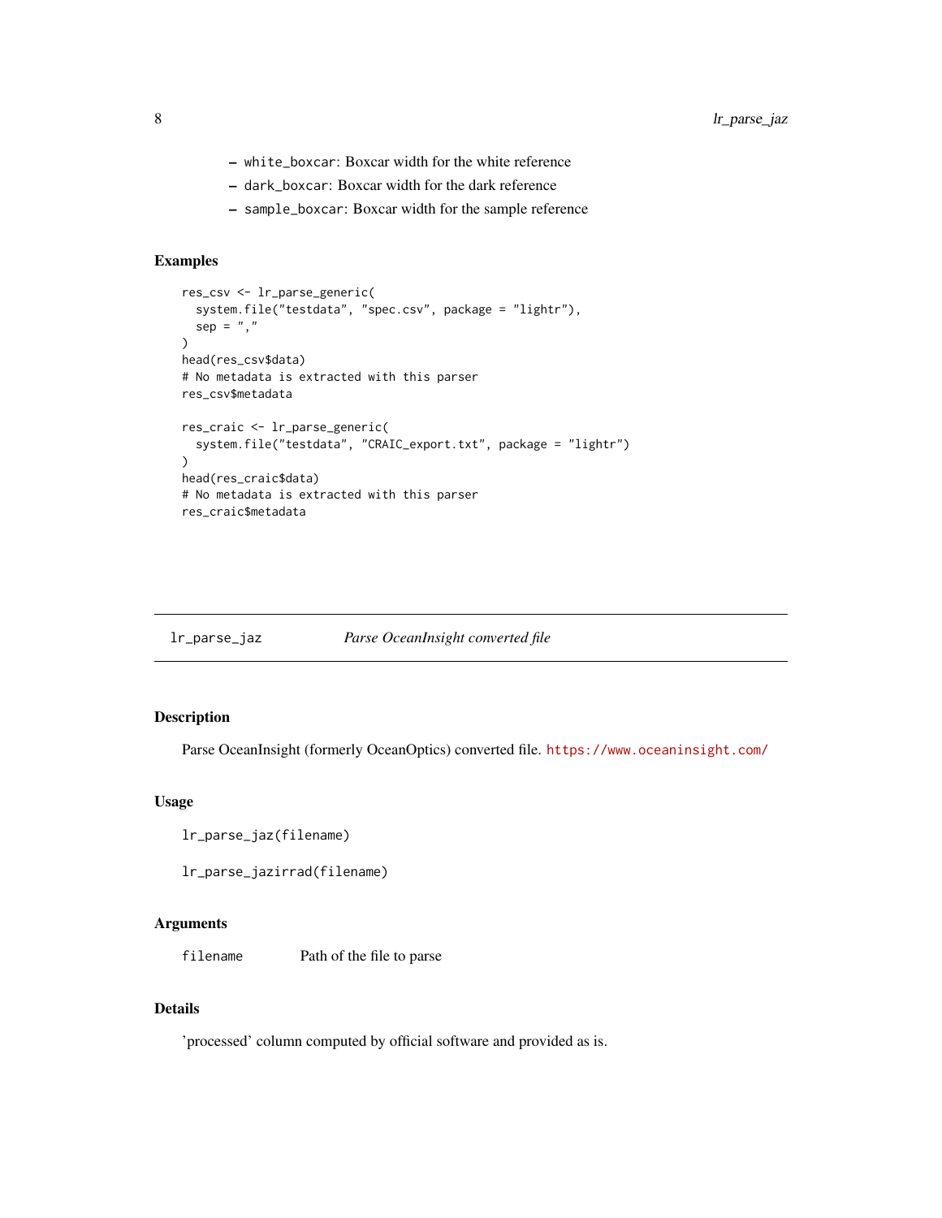- `white_boxcar`: Boxcar width for the white reference
- `dark_boxcar`: Boxcar width for the dark reference
- `sample_boxcar`: Boxcar width for the sample reference

### Examples

```
res_csv <- lr_parse_generic(
  system.file("testdata", "spec.csv", package = "lightr"),
  sep = ","
)
head(res_csv$data)
# No metadata is extracted with this parser
res_csv$metadata

res_craic <- lr_parse_generic(
  system.file("testdata", "CRAIC_export.txt", package = "lightr")
)
head(res_craic$data)
# No metadata is extracted with this parser
res_craic$metadata
```

---

## lr_parse_jaz — *Parse OceanInsight converted file*

### Description

Parse OceanInsight (formerly OceanOptics) converted file. https://www.oceaninsight.com/

### Usage

```
lr_parse_jaz(filename)

lr_parse_jazirrad(filename)
```

### Arguments

| | |
|---|---|
| `filename` | Path of the file to parse |

### Details

'processed' column computed by official software and provided as is.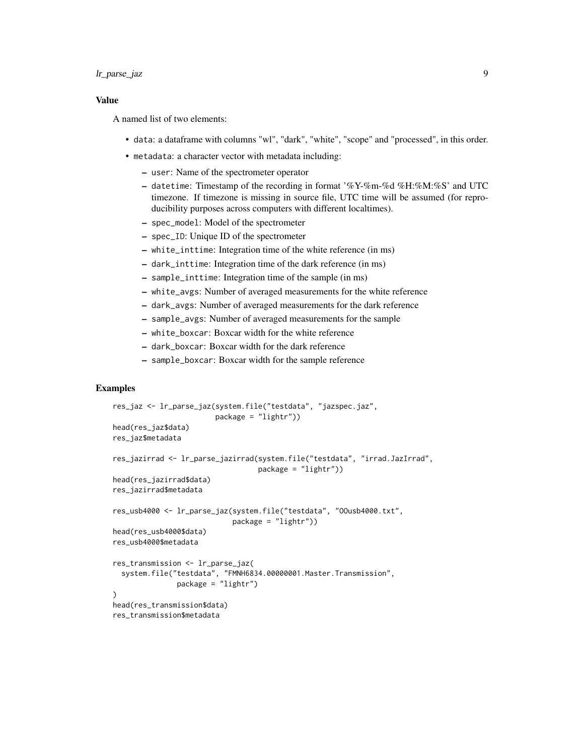### Value

A named list of two elements:

- `data`: a dataframe with columns "wl", "dark", "white", "scope" and "processed", in this order.
- `metadata`: a character vector with metadata including:
  - `user`: Name of the spectrometer operator
  - `datetime`: Timestamp of the recording in format '%Y-%m-%d %H:%M:%S' and UTC timezone. If timezone is missing in source file, UTC time will be assumed (for reproducibility purposes across computers with different localtimes).
  - `spec_model`: Model of the spectrometer
  - `spec_ID`: Unique ID of the spectrometer
  - `white_inttime`: Integration time of the white reference (in ms)
  - `dark_inttime`: Integration time of the dark reference (in ms)
  - `sample_inttime`: Integration time of the sample (in ms)
  - `white_avgs`: Number of averaged measurements for the white reference
  - `dark_avgs`: Number of averaged measurements for the dark reference
  - `sample_avgs`: Number of averaged measurements for the sample
  - `white_boxcar`: Boxcar width for the white reference
  - `dark_boxcar`: Boxcar width for the dark reference
  - `sample_boxcar`: Boxcar width for the sample reference

### Examples

```
res_jaz <- lr_parse_jaz(system.file("testdata", "jazspec.jaz",
                        package = "lightr"))
head(res_jaz$data)
res_jaz$metadata

res_jazirrad <- lr_parse_jazirrad(system.file("testdata", "irrad.JazIrrad",
                                  package = "lightr"))
head(res_jazirrad$data)
res_jazirrad$metadata

res_usb4000 <- lr_parse_jaz(system.file("testdata", "OOusb4000.txt",
                            package = "lightr"))
head(res_usb4000$data)
res_usb4000$metadata

res_transmission <- lr_parse_jaz(
  system.file("testdata", "FMNH6834.00000001.Master.Transmission",
              package = "lightr")
)
head(res_transmission$data)
res_transmission$metadata
```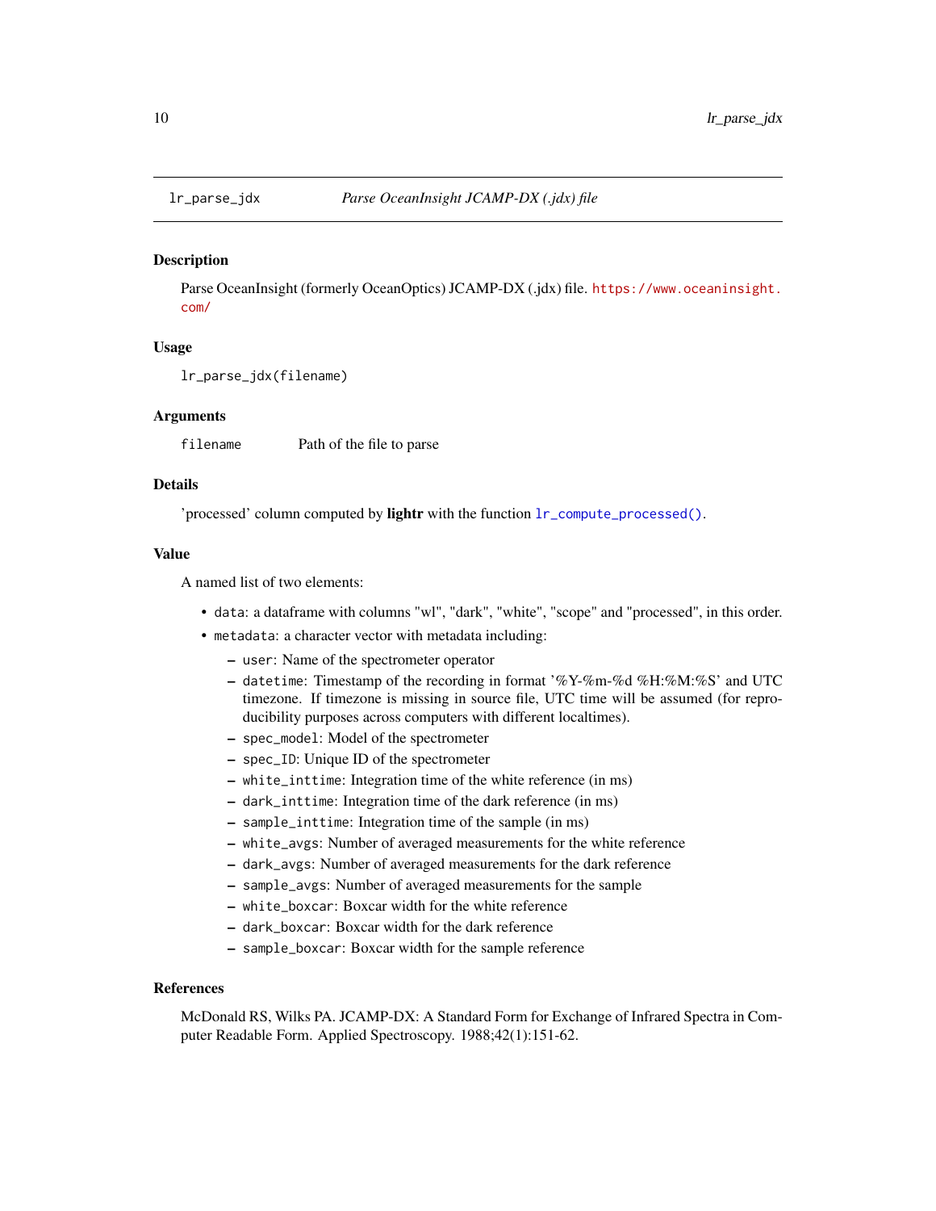## lr_parse_jdx — *Parse OceanInsight JCAMP-DX (.jdx) file*

### Description

Parse OceanInsight (formerly OceanOptics) JCAMP-DX (.jdx) file. https://www.oceaninsight.com/

### Usage

```
lr_parse_jdx(filename)
```

### Arguments

| | |
|---|---|
| `filename` | Path of the file to parse |

### Details

'processed' column computed by **lightr** with the function `lr_compute_processed()`.

### Value

A named list of two elements:

- `data`: a dataframe with columns "wl", "dark", "white", "scope" and "processed", in this order.
- `metadata`: a character vector with metadata including:
  - `user`: Name of the spectrometer operator
  - `datetime`: Timestamp of the recording in format '%Y-%m-%d %H:%M:%S' and UTC timezone. If timezone is missing in source file, UTC time will be assumed (for reproducibility purposes across computers with different localtimes).
  - `spec_model`: Model of the spectrometer
  - `spec_ID`: Unique ID of the spectrometer
  - `white_inttime`: Integration time of the white reference (in ms)
  - `dark_inttime`: Integration time of the dark reference (in ms)
  - `sample_inttime`: Integration time of the sample (in ms)
  - `white_avgs`: Number of averaged measurements for the white reference
  - `dark_avgs`: Number of averaged measurements for the dark reference
  - `sample_avgs`: Number of averaged measurements for the sample
  - `white_boxcar`: Boxcar width for the white reference
  - `dark_boxcar`: Boxcar width for the dark reference
  - `sample_boxcar`: Boxcar width for the sample reference

### References

McDonald RS, Wilks PA. JCAMP-DX: A Standard Form for Exchange of Infrared Spectra in Computer Readable Form. Applied Spectroscopy. 1988;42(1):151-62.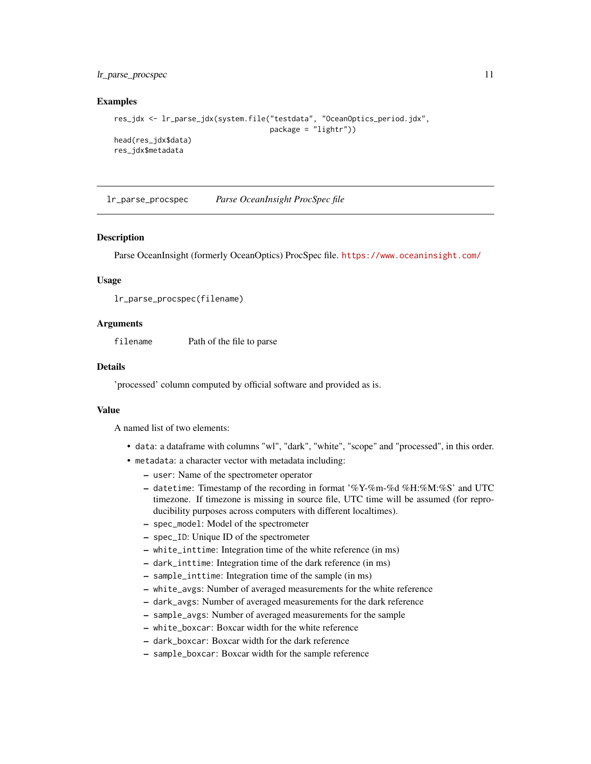## Examples

```
res_jdx <- lr_parse_jdx(system.file("testdata", "OceanOptics_period.jdx",
                                    package = "lightr"))
head(res_jdx$data)
res_jdx$metadata
```

---

# lr_parse_procspec — *Parse OceanInsight ProcSpec file*

## Description

Parse OceanInsight (formerly OceanOptics) ProcSpec file. https://www.oceaninsight.com/

## Usage

```
lr_parse_procspec(filename)
```

## Arguments

| | |
|---|---|
| `filename` | Path of the file to parse |

## Details

'processed' column computed by official software and provided as is.

## Value

A named list of two elements:

- `data`: a dataframe with columns "wl", "dark", "white", "scope" and "processed", in this order.
- `metadata`: a character vector with metadata including:
  - `user`: Name of the spectrometer operator
  - `datetime`: Timestamp of the recording in format '%Y-%m-%d %H:%M:%S' and UTC timezone. If timezone is missing in source file, UTC time will be assumed (for reproducibility purposes across computers with different localtimes).
  - `spec_model`: Model of the spectrometer
  - `spec_ID`: Unique ID of the spectrometer
  - `white_inttime`: Integration time of the white reference (in ms)
  - `dark_inttime`: Integration time of the dark reference (in ms)
  - `sample_inttime`: Integration time of the sample (in ms)
  - `white_avgs`: Number of averaged measurements for the white reference
  - `dark_avgs`: Number of averaged measurements for the dark reference
  - `sample_avgs`: Number of averaged measurements for the sample
  - `white_boxcar`: Boxcar width for the white reference
  - `dark_boxcar`: Boxcar width for the dark reference
  - `sample_boxcar`: Boxcar width for the sample reference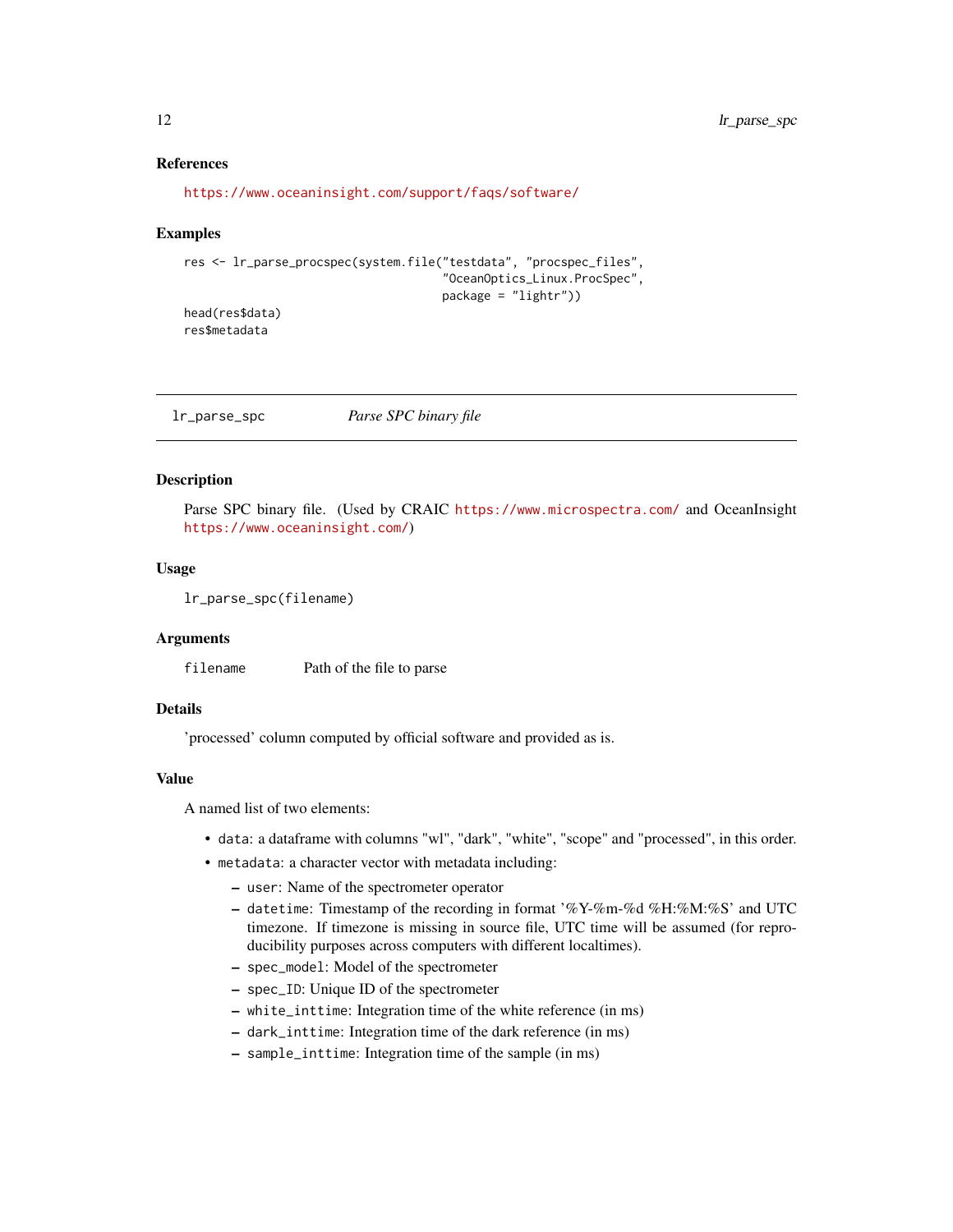### References

https://www.oceaninsight.com/support/faqs/software/

### Examples

```
res <- lr_parse_procspec(system.file("testdata", "procspec_files",
                                     "OceanOptics_Linux.ProcSpec",
                                     package = "lightr"))
head(res$data)
res$metadata
```

---

## lr_parse_spc — *Parse SPC binary file*

### Description

Parse SPC binary file. (Used by CRAIC https://www.microspectra.com/ and OceanInsight https://www.oceaninsight.com/)

### Usage

```
lr_parse_spc(filename)
```

### Arguments

| | |
|---|---|
| `filename` | Path of the file to parse |

### Details

'processed' column computed by official software and provided as is.

### Value

A named list of two elements:

- `data`: a dataframe with columns "wl", "dark", "white", "scope" and "processed", in this order.
- `metadata`: a character vector with metadata including:
  - `user`: Name of the spectrometer operator
  - `datetime`: Timestamp of the recording in format '%Y-%m-%d %H:%M:%S' and UTC timezone. If timezone is missing in source file, UTC time will be assumed (for reproducibility purposes across computers with different localtimes).
  - `spec_model`: Model of the spectrometer
  - `spec_ID`: Unique ID of the spectrometer
  - `white_inttime`: Integration time of the white reference (in ms)
  - `dark_inttime`: Integration time of the dark reference (in ms)
  - `sample_inttime`: Integration time of the sample (in ms)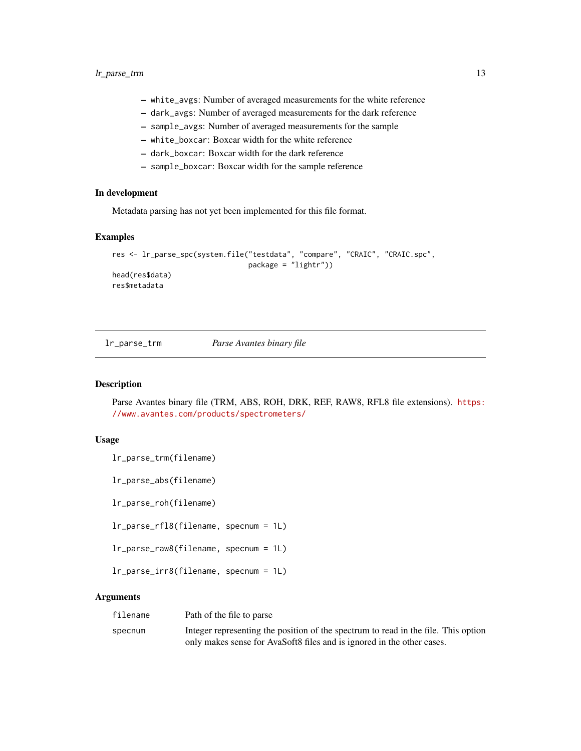- `white_avgs`: Number of averaged measurements for the white reference
- `dark_avgs`: Number of averaged measurements for the dark reference
- `sample_avgs`: Number of averaged measurements for the sample
- `white_boxcar`: Boxcar width for the white reference
- `dark_boxcar`: Boxcar width for the dark reference
- `sample_boxcar`: Boxcar width for the sample reference

### In development

Metadata parsing has not yet been implemented for this file format.

### Examples

```
res <- lr_parse_spc(system.file("testdata", "compare", "CRAIC", "CRAIC.spc",
                                package = "lightr"))
head(res$data)
res$metadata
```

---

## lr_parse_trm — *Parse Avantes binary file*

### Description

Parse Avantes binary file (TRM, ABS, ROH, DRK, REF, RAW8, RFL8 file extensions). https://www.avantes.com/products/spectrometers/

### Usage

```
lr_parse_trm(filename)

lr_parse_abs(filename)

lr_parse_roh(filename)

lr_parse_rfl8(filename, specnum = 1L)

lr_parse_raw8(filename, specnum = 1L)

lr_parse_irr8(filename, specnum = 1L)
```

### Arguments

| | |
|---|---|
| `filename` | Path of the file to parse |
| `specnum` | Integer representing the position of the spectrum to read in the file. This option only makes sense for AvaSoft8 files and is ignored in the other cases. |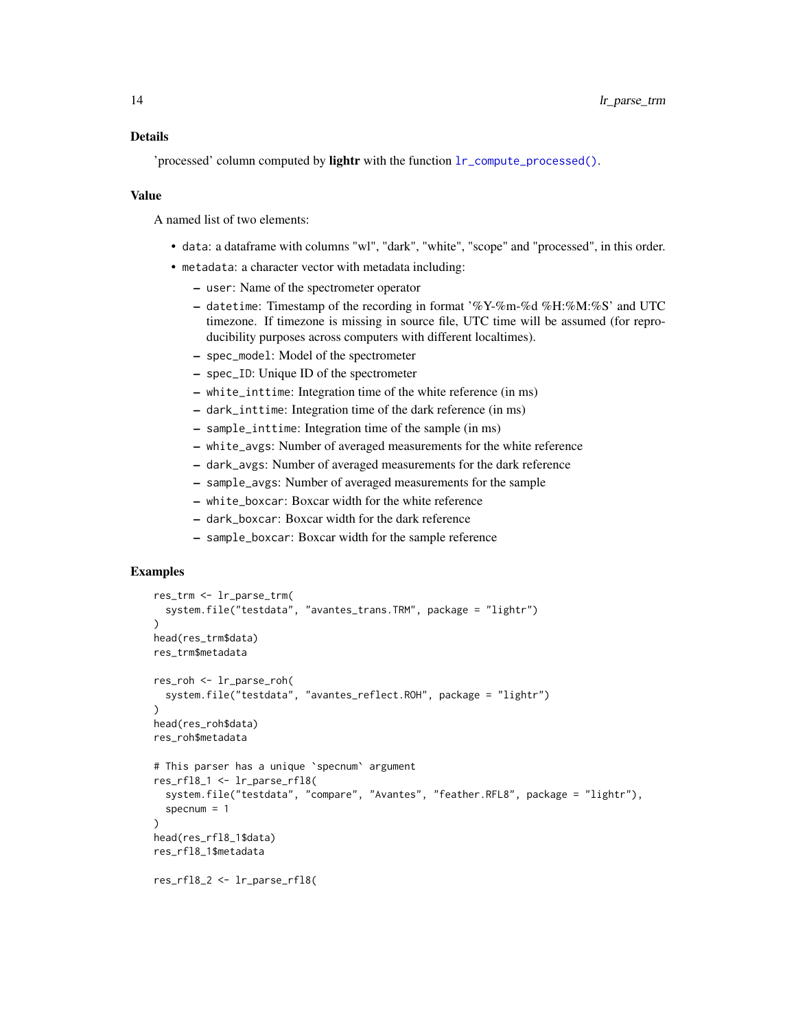## Details

'processed' column computed by **lightr** with the function `lr_compute_processed()`.

## Value

A named list of two elements:

- `data`: a dataframe with columns "wl", "dark", "white", "scope" and "processed", in this order.
- `metadata`: a character vector with metadata including:
  - `user`: Name of the spectrometer operator
  - `datetime`: Timestamp of the recording in format '%Y-%m-%d %H:%M:%S' and UTC timezone. If timezone is missing in source file, UTC time will be assumed (for reproducibility purposes across computers with different localtimes).
  - `spec_model`: Model of the spectrometer
  - `spec_ID`: Unique ID of the spectrometer
  - `white_inttime`: Integration time of the white reference (in ms)
  - `dark_inttime`: Integration time of the dark reference (in ms)
  - `sample_inttime`: Integration time of the sample (in ms)
  - `white_avgs`: Number of averaged measurements for the white reference
  - `dark_avgs`: Number of averaged measurements for the dark reference
  - `sample_avgs`: Number of averaged measurements for the sample
  - `white_boxcar`: Boxcar width for the white reference
  - `dark_boxcar`: Boxcar width for the dark reference
  - `sample_boxcar`: Boxcar width for the sample reference

## Examples

```
res_trm <- lr_parse_trm(
  system.file("testdata", "avantes_trans.TRM", package = "lightr")
)
head(res_trm$data)
res_trm$metadata

res_roh <- lr_parse_roh(
  system.file("testdata", "avantes_reflect.ROH", package = "lightr")
)
head(res_roh$data)
res_roh$metadata

# This parser has a unique `specnum` argument
res_rfl8_1 <- lr_parse_rfl8(
  system.file("testdata", "compare", "Avantes", "feather.RFL8", package = "lightr"),
  specnum = 1
)
head(res_rfl8_1$data)
res_rfl8_1$metadata

res_rfl8_2 <- lr_parse_rfl8(
```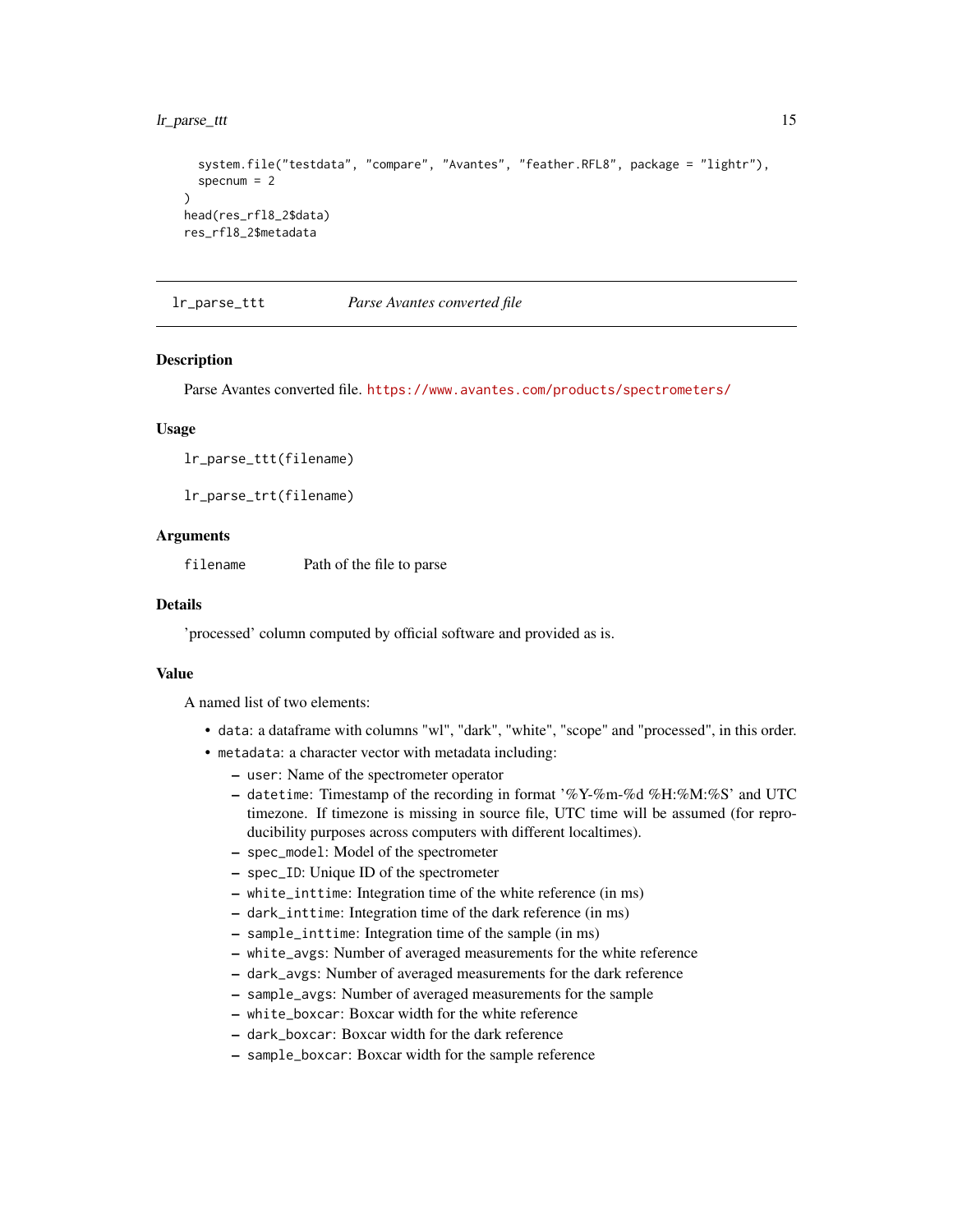```
  system.file("testdata", "compare", "Avantes", "feather.RFL8", package = "lightr"),
  specnum = 2
)
head(res_rfl8_2$data)
res_rfl8_2$metadata
```

---

## lr_parse_ttt — *Parse Avantes converted file*

### Description

Parse Avantes converted file. https://www.avantes.com/products/spectrometers/

### Usage

```
lr_parse_ttt(filename)

lr_parse_trt(filename)
```

### Arguments

| | |
|---|---|
| `filename` | Path of the file to parse |

### Details

'processed' column computed by official software and provided as is.

### Value

A named list of two elements:

- `data`: a dataframe with columns "wl", "dark", "white", "scope" and "processed", in this order.
- `metadata`: a character vector with metadata including:
  - `user`: Name of the spectrometer operator
  - `datetime`: Timestamp of the recording in format '%Y-%m-%d %H:%M:%S' and UTC timezone. If timezone is missing in source file, UTC time will be assumed (for reproducibility purposes across computers with different localtimes).
  - `spec_model`: Model of the spectrometer
  - `spec_ID`: Unique ID of the spectrometer
  - `white_inttime`: Integration time of the white reference (in ms)
  - `dark_inttime`: Integration time of the dark reference (in ms)
  - `sample_inttime`: Integration time of the sample (in ms)
  - `white_avgs`: Number of averaged measurements for the white reference
  - `dark_avgs`: Number of averaged measurements for the dark reference
  - `sample_avgs`: Number of averaged measurements for the sample
  - `white_boxcar`: Boxcar width for the white reference
  - `dark_boxcar`: Boxcar width for the dark reference
  - `sample_boxcar`: Boxcar width for the sample reference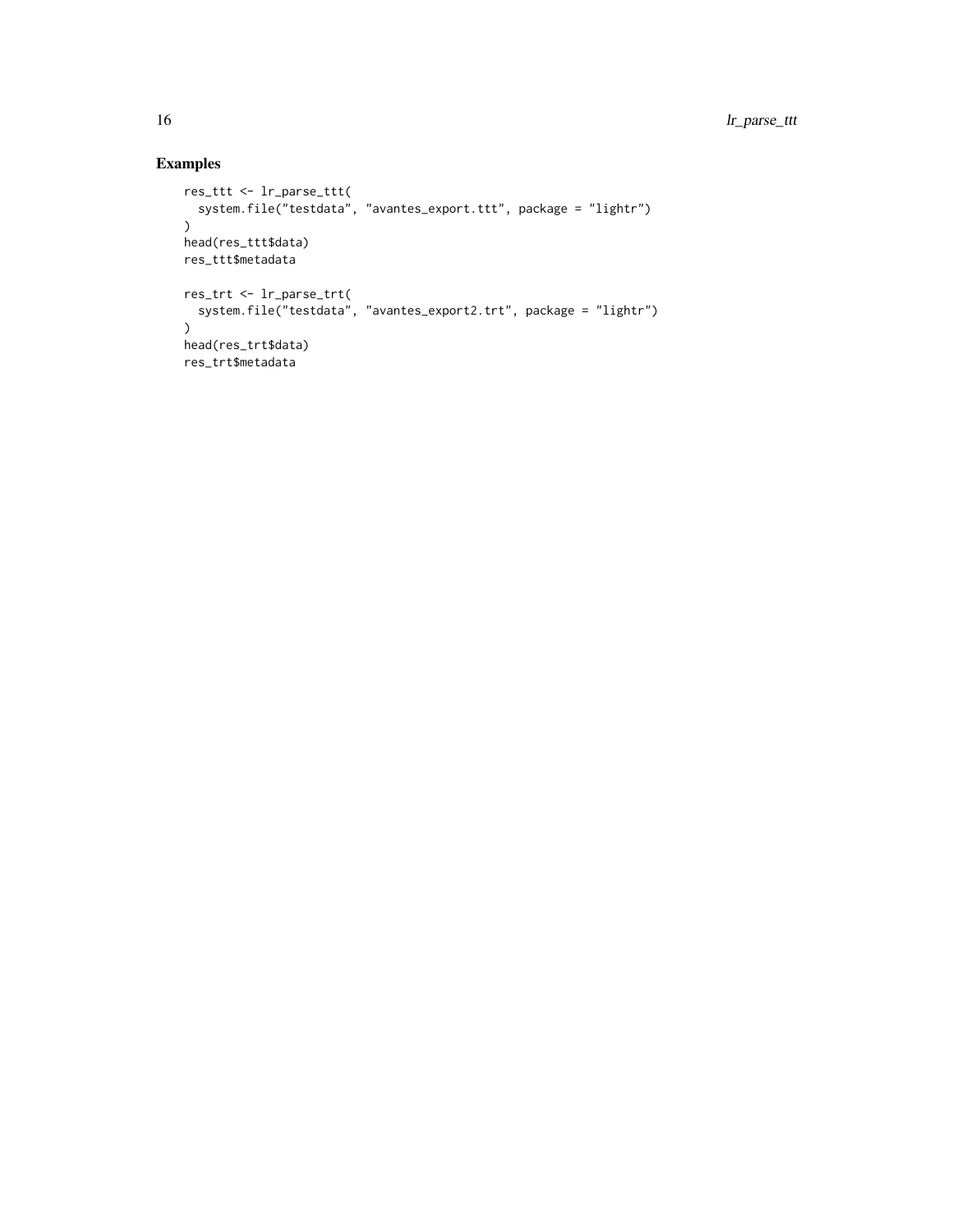## Examples

```
res_ttt <- lr_parse_ttt(
  system.file("testdata", "avantes_export.ttt", package = "lightr")
)
head(res_ttt$data)
res_ttt$metadata

res_trt <- lr_parse_trt(
  system.file("testdata", "avantes_export2.trt", package = "lightr")
)
head(res_trt$data)
res_trt$metadata
```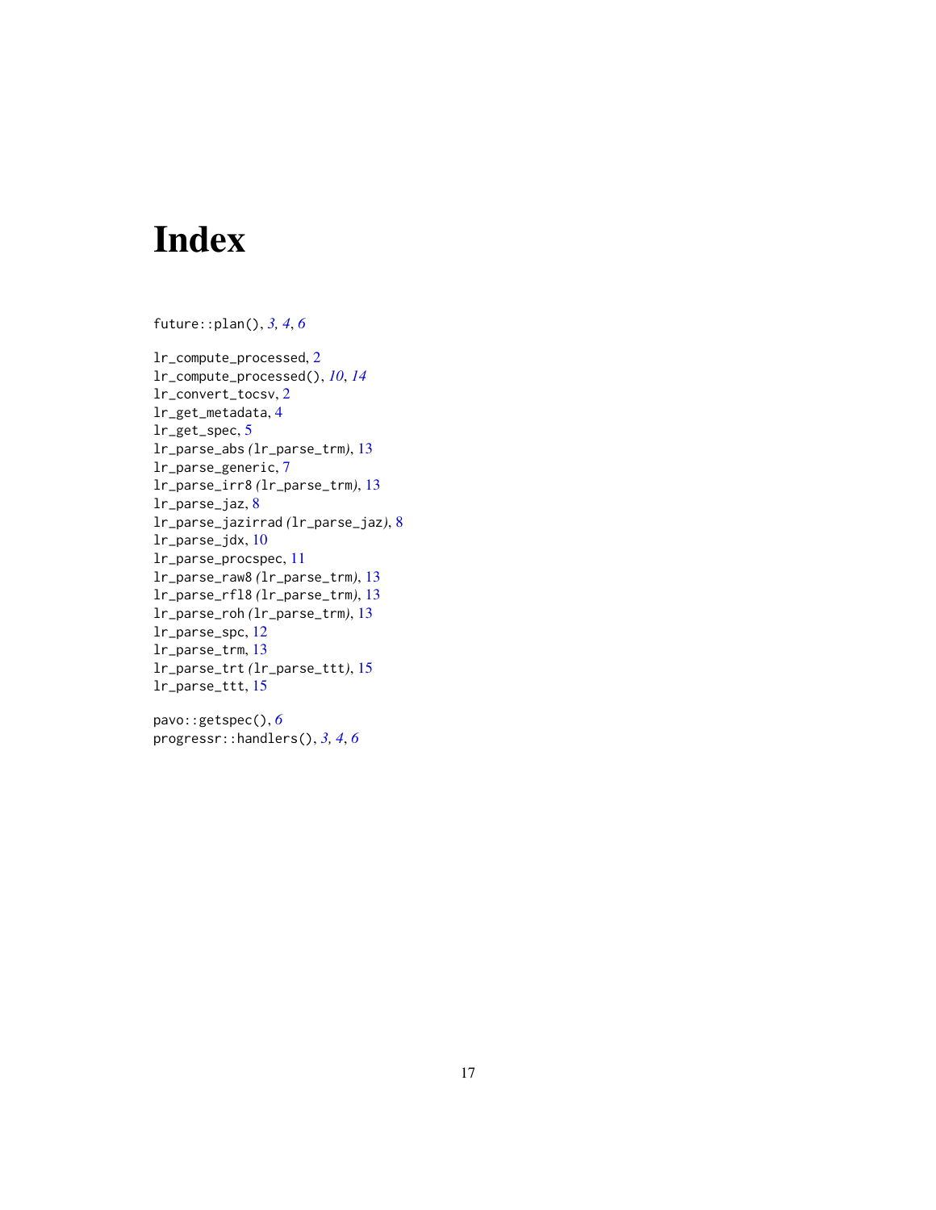# Index

future::plan(), *3, 4*, *6*

lr_compute_processed, 2
lr_compute_processed(), *10*, *14*
lr_convert_tocsv, 2
lr_get_metadata, 4
lr_get_spec, 5
lr_parse_abs *(*lr_parse_trm*)*, 13
lr_parse_generic, 7
lr_parse_irr8 *(*lr_parse_trm*)*, 13
lr_parse_jaz, 8
lr_parse_jazirrad *(*lr_parse_jaz*)*, 8
lr_parse_jdx, 10
lr_parse_procspec, 11
lr_parse_raw8 *(*lr_parse_trm*)*, 13
lr_parse_rfl8 *(*lr_parse_trm*)*, 13
lr_parse_roh *(*lr_parse_trm*)*, 13
lr_parse_spc, 12
lr_parse_trm, 13
lr_parse_trt *(*lr_parse_ttt*)*, 15
lr_parse_ttt, 15

pavo::getspec(), *6*
progressr::handlers(), *3, 4*, *6*